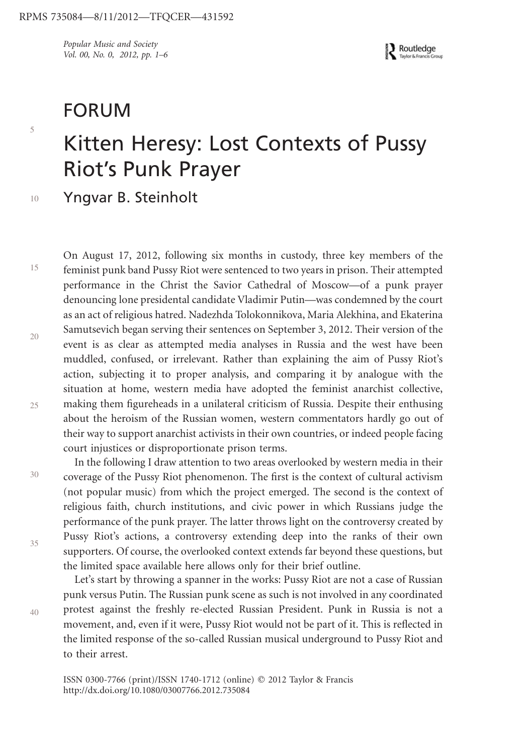# FORUM

# Kitten Heresy: Lost Contexts of Pussy Riot's Punk Prayer

Yngvar B. Steinholt

On August 17, 2012, following six months in custody, three key members of the feminist punk band Pussy Riot were sentenced to two years in prison. Their attempted performance in the Christ the Savior Cathedral of Moscow—of a punk prayer denouncing lone presidental candidate Vladimir Putin—was condemned by the court as an act of religious hatred. Nadezhda Tolokonnikova, Maria Alekhina, and Ekaterina Samutsevich began serving their sentences on September 3, 2012. Their version of the event is as clear as attempted media analyses in Russia and the west have been muddled, confused, or irrelevant. Rather than explaining the aim of Pussy Riot's action, subjecting it to proper analysis, and comparing it by analogue with the situation at home, western media have adopted the feminist anarchist collective, making them figureheads in a unilateral criticism of Russia. Despite their enthusing about the heroism of the Russian women, western commentators hardly go out of their way to support anarchist activists in their own countries, or indeed people facing court injustices or disproportionate prison terms.

In the following I draw attention to two areas overlooked by western media in their coverage of the Pussy Riot phenomenon. The first is the context of cultural activism (not popular music) from which the project emerged. The second is the context of religious faith, church institutions, and civic power in which Russians judge the performance of the punk prayer. The latter throws light on the controversy created by Pussy Riot's actions, a controversy extending deep into the ranks of their own supporters. Of course, the overlooked context extends far beyond these questions, but the limited space available here allows only for their brief outline.

Let's start by throwing a spanner in the works: Pussy Riot are not a case of Russian punk versus Putin. The Russian punk scene as such is not involved in any coordinated protest against the freshly re-elected Russian President. Punk in Russia is not a movement, and, even if it were, Pussy Riot would not be part of it. This is reflected in the limited response of the so-called Russian musical underground to Pussy Riot and to their arrest.

ISSN 0300-7766 (print)/ISSN 1740-1712 (online) © 2012 Taylor & Francis
http://dx.doi.org/10.1080/03007766.2012.735084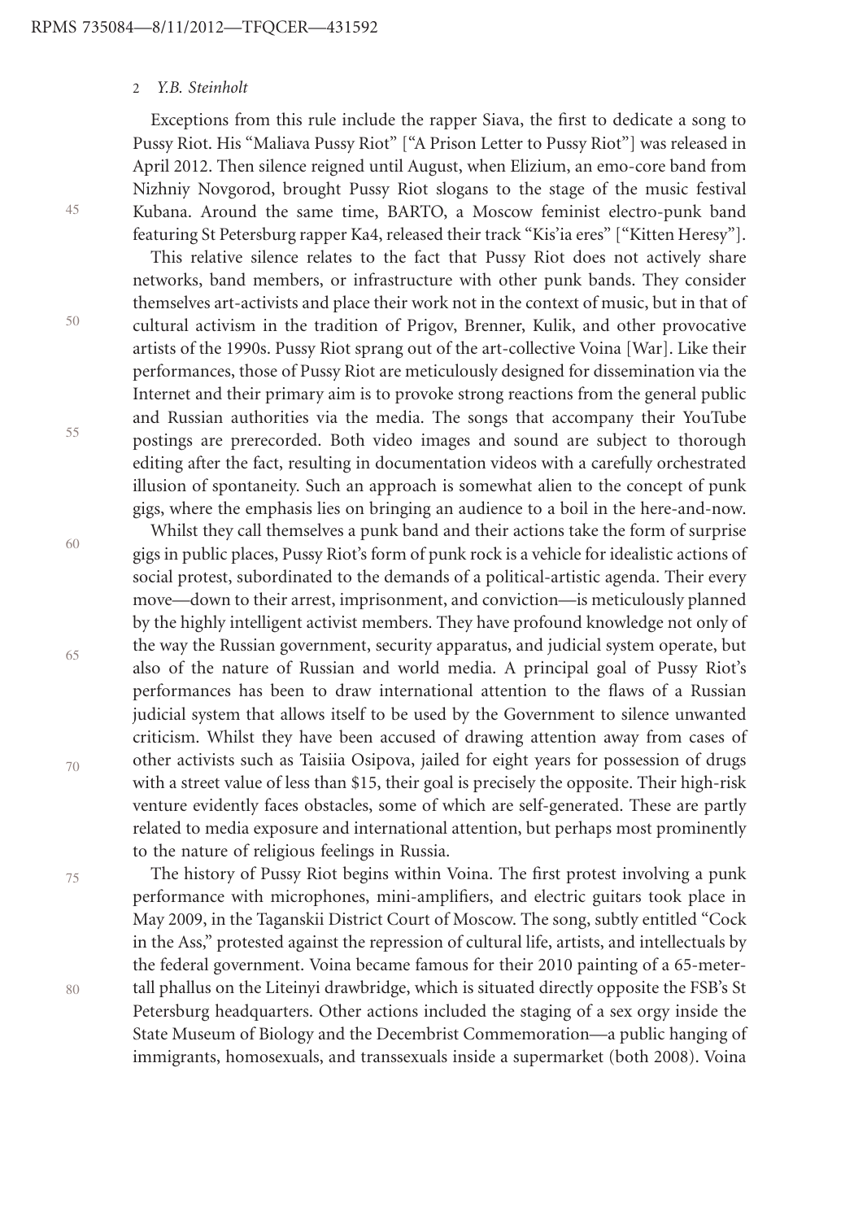Exceptions from this rule include the rapper Siava, the first to dedicate a song to Pussy Riot. His "Maliava Pussy Riot" ["A Prison Letter to Pussy Riot"] was released in April 2012. Then silence reigned until August, when Elizium, an emo-core band from Nizhniy Novgorod, brought Pussy Riot slogans to the stage of the music festival Kubana. Around the same time, BARTO, a Moscow feminist electro-punk band featuring St Petersburg rapper Ka4, released their track "Kis'ia eres" ["Kitten Heresy"].

This relative silence relates to the fact that Pussy Riot does not actively share networks, band members, or infrastructure with other punk bands. They consider themselves art-activists and place their work not in the context of music, but in that of cultural activism in the tradition of Prigov, Brenner, Kulik, and other provocative artists of the 1990s. Pussy Riot sprang out of the art-collective Voina [War]. Like their performances, those of Pussy Riot are meticulously designed for dissemination via the Internet and their primary aim is to provoke strong reactions from the general public and Russian authorities via the media. The songs that accompany their YouTube postings are prerecorded. Both video images and sound are subject to thorough editing after the fact, resulting in documentation videos with a carefully orchestrated illusion of spontaneity. Such an approach is somewhat alien to the concept of punk gigs, where the emphasis lies on bringing an audience to a boil in the here-and-now.

Whilst they call themselves a punk band and their actions take the form of surprise gigs in public places, Pussy Riot's form of punk rock is a vehicle for idealistic actions of social protest, subordinated to the demands of a political-artistic agenda. Their every move—down to their arrest, imprisonment, and conviction—is meticulously planned by the highly intelligent activist members. They have profound knowledge not only of the way the Russian government, security apparatus, and judicial system operate, but also of the nature of Russian and world media. A principal goal of Pussy Riot's performances has been to draw international attention to the flaws of a Russian judicial system that allows itself to be used by the Government to silence unwanted criticism. Whilst they have been accused of drawing attention away from cases of other activists such as Taisiia Osipova, jailed for eight years for possession of drugs with a street value of less than $15, their goal is precisely the opposite. Their high-risk venture evidently faces obstacles, some of which are self-generated. These are partly related to media exposure and international attention, but perhaps most prominently to the nature of religious feelings in Russia.

The history of Pussy Riot begins within Voina. The first protest involving a punk performance with microphones, mini-amplifiers, and electric guitars took place in May 2009, in the Taganskii District Court of Moscow. The song, subtly entitled "Cock in the Ass," protested against the repression of cultural life, artists, and intellectuals by the federal government. Voina became famous for their 2010 painting of a 65-meter-tall phallus on the Liteinyi drawbridge, which is situated directly opposite the FSB's St Petersburg headquarters. Other actions included the staging of a sex orgy inside the State Museum of Biology and the Decembrist Commemoration—a public hanging of immigrants, homosexuals, and transsexuals inside a supermarket (both 2008). Voina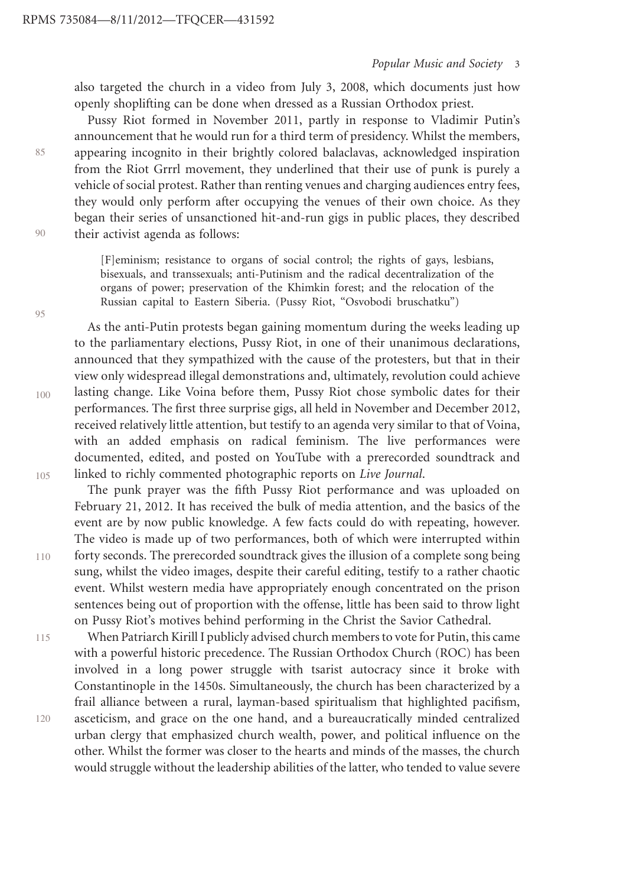also targeted the church in a video from July 3, 2008, which documents just how openly shoplifting can be done when dressed as a Russian Orthodox priest.

Pussy Riot formed in November 2011, partly in response to Vladimir Putin's announcement that he would run for a third term of presidency. Whilst the members, appearing incognito in their brightly colored balaclavas, acknowledged inspiration from the Riot Grrrl movement, they underlined that their use of punk is purely a vehicle of social protest. Rather than renting venues and charging audiences entry fees, they would only perform after occupying the venues of their own choice. As they began their series of unsanctioned hit-and-run gigs in public places, they described their activist agenda as follows:

> [F]eminism; resistance to organs of social control; the rights of gays, lesbians, bisexuals, and transsexuals; anti-Putinism and the radical decentralization of the organs of power; preservation of the Khimkin forest; and the relocation of the Russian capital to Eastern Siberia. (Pussy Riot, "Osvobodi bruschatku")

As the anti-Putin protests began gaining momentum during the weeks leading up to the parliamentary elections, Pussy Riot, in one of their unanimous declarations, announced that they sympathized with the cause of the protesters, but that in their view only widespread illegal demonstrations and, ultimately, revolution could achieve lasting change. Like Voina before them, Pussy Riot chose symbolic dates for their performances. The first three surprise gigs, all held in November and December 2012, received relatively little attention, but testify to an agenda very similar to that of Voina, with an added emphasis on radical feminism. The live performances were documented, edited, and posted on YouTube with a prerecorded soundtrack and linked to richly commented photographic reports on *Live Journal*.

The punk prayer was the fifth Pussy Riot performance and was uploaded on February 21, 2012. It has received the bulk of media attention, and the basics of the event are by now public knowledge. A few facts could do with repeating, however. The video is made up of two performances, both of which were interrupted within forty seconds. The prerecorded soundtrack gives the illusion of a complete song being sung, whilst the video images, despite their careful editing, testify to a rather chaotic event. Whilst western media have appropriately enough concentrated on the prison sentences being out of proportion with the offense, little has been said to throw light on Pussy Riot's motives behind performing in the Christ the Savior Cathedral.

When Patriarch Kirill I publicly advised church members to vote for Putin, this came with a powerful historic precedence. The Russian Orthodox Church (ROC) has been involved in a long power struggle with tsarist autocracy since it broke with Constantinople in the 1450s. Simultaneously, the church has been characterized by a frail alliance between a rural, layman-based spiritualism that highlighted pacifism, asceticism, and grace on the one hand, and a bureaucratically minded centralized urban clergy that emphasized church wealth, power, and political influence on the other. Whilst the former was closer to the hearts and minds of the masses, the church would struggle without the leadership abilities of the latter, who tended to value severe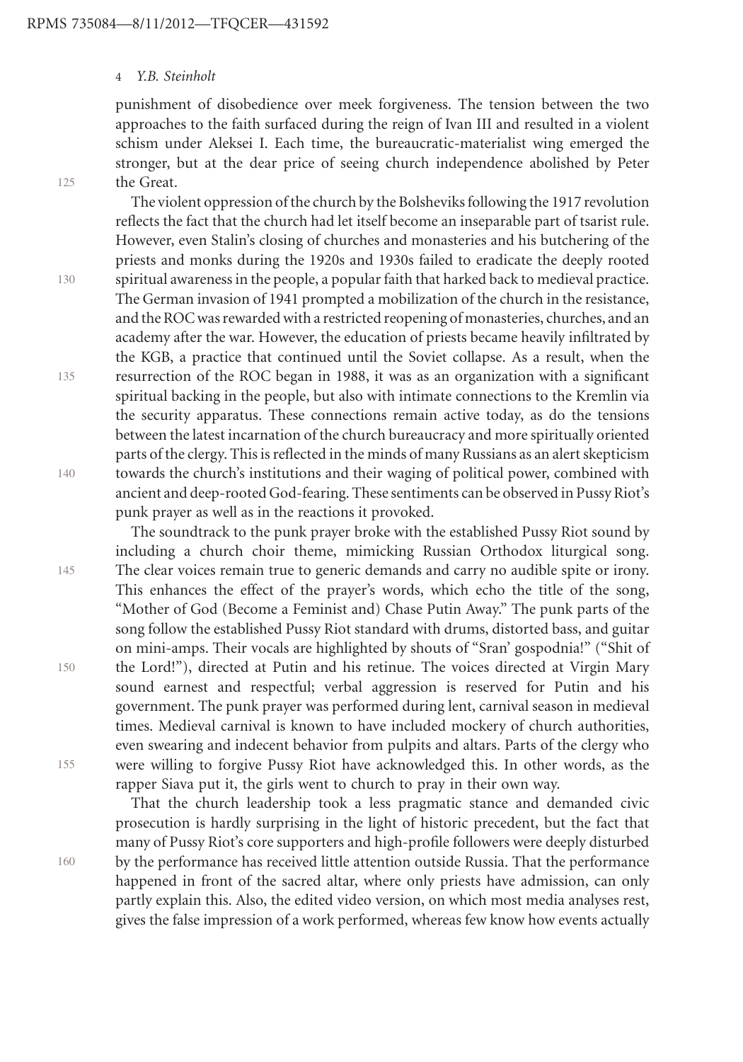punishment of disobedience over meek forgiveness. The tension between the two approaches to the faith surfaced during the reign of Ivan III and resulted in a violent schism under Aleksei I. Each time, the bureaucratic-materialist wing emerged the stronger, but at the dear price of seeing church independence abolished by Peter the Great.

The violent oppression of the church by the Bolsheviks following the 1917 revolution reflects the fact that the church had let itself become an inseparable part of tsarist rule. However, even Stalin's closing of churches and monasteries and his butchering of the priests and monks during the 1920s and 1930s failed to eradicate the deeply rooted spiritual awareness in the people, a popular faith that harked back to medieval practice. The German invasion of 1941 prompted a mobilization of the church in the resistance, and the ROC was rewarded with a restricted reopening of monasteries, churches, and an academy after the war. However, the education of priests became heavily infiltrated by the KGB, a practice that continued until the Soviet collapse. As a result, when the resurrection of the ROC began in 1988, it was as an organization with a significant spiritual backing in the people, but also with intimate connections to the Kremlin via the security apparatus. These connections remain active today, as do the tensions between the latest incarnation of the church bureaucracy and more spiritually oriented parts of the clergy. This is reflected in the minds of many Russians as an alert skepticism towards the church's institutions and their waging of political power, combined with ancient and deep-rooted God-fearing. These sentiments can be observed in Pussy Riot's punk prayer as well as in the reactions it provoked.

The soundtrack to the punk prayer broke with the established Pussy Riot sound by including a church choir theme, mimicking Russian Orthodox liturgical song. The clear voices remain true to generic demands and carry no audible spite or irony. This enhances the effect of the prayer's words, which echo the title of the song, "Mother of God (Become a Feminist and) Chase Putin Away." The punk parts of the song follow the established Pussy Riot standard with drums, distorted bass, and guitar on mini-amps. Their vocals are highlighted by shouts of "Sran' gospodnia!" ("Shit of the Lord!"), directed at Putin and his retinue. The voices directed at Virgin Mary sound earnest and respectful; verbal aggression is reserved for Putin and his government. The punk prayer was performed during lent, carnival season in medieval times. Medieval carnival is known to have included mockery of church authorities, even swearing and indecent behavior from pulpits and altars. Parts of the clergy who were willing to forgive Pussy Riot have acknowledged this. In other words, as the rapper Siava put it, the girls went to church to pray in their own way.

That the church leadership took a less pragmatic stance and demanded civic prosecution is hardly surprising in the light of historic precedent, but the fact that many of Pussy Riot's core supporters and high-profile followers were deeply disturbed by the performance has received little attention outside Russia. That the performance happened in front of the sacred altar, where only priests have admission, can only partly explain this. Also, the edited video version, on which most media analyses rest, gives the false impression of a work performed, whereas few know how events actually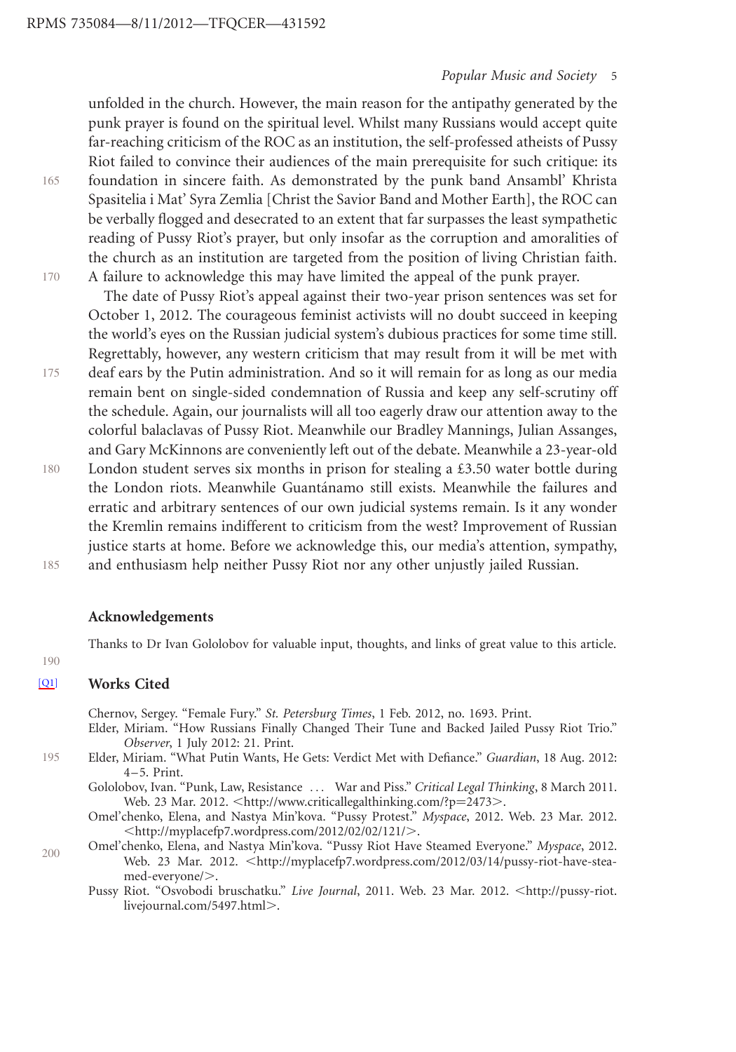unfolded in the church. However, the main reason for the antipathy generated by the punk prayer is found on the spiritual level. Whilst many Russians would accept quite far-reaching criticism of the ROC as an institution, the self-professed atheists of Pussy Riot failed to convince their audiences of the main prerequisite for such critique: its foundation in sincere faith. As demonstrated by the punk band Ansambl' Khrista Spasitelia i Mat' Syra Zemlia [Christ the Savior Band and Mother Earth], the ROC can be verbally flogged and desecrated to an extent that far surpasses the least sympathetic reading of Pussy Riot's prayer, but only insofar as the corruption and amoralities of the church as an institution are targeted from the position of living Christian faith. A failure to acknowledge this may have limited the appeal of the punk prayer.

The date of Pussy Riot's appeal against their two-year prison sentences was set for October 1, 2012. The courageous feminist activists will no doubt succeed in keeping the world's eyes on the Russian judicial system's dubious practices for some time still. Regrettably, however, any western criticism that may result from it will be met with deaf ears by the Putin administration. And so it will remain for as long as our media remain bent on single-sided condemnation of Russia and keep any self-scrutiny off the schedule. Again, our journalists will all too eagerly draw our attention away to the colorful balaclavas of Pussy Riot. Meanwhile our Bradley Mannings, Julian Assanges, and Gary McKinnons are conveniently left out of the debate. Meanwhile a 23-year-old London student serves six months in prison for stealing a £3.50 water bottle during the London riots. Meanwhile Guantánamo still exists. Meanwhile the failures and erratic and arbitrary sentences of our own judicial systems remain. Is it any wonder the Kremlin remains indifferent to criticism from the west? Improvement of Russian justice starts at home. Before we acknowledge this, our media's attention, sympathy, and enthusiasm help neither Pussy Riot nor any other unjustly jailed Russian.

## Acknowledgements

Thanks to Dr Ivan Gololobov for valuable input, thoughts, and links of great value to this article.

## Works Cited

Chernov, Sergey. "Female Fury." *St. Petersburg Times*, 1 Feb. 2012, no. 1693. Print.

Elder, Miriam. "How Russians Finally Changed Their Tune and Backed Jailed Pussy Riot Trio." *Observer*, 1 July 2012: 21. Print.

Elder, Miriam. "What Putin Wants, He Gets: Verdict Met with Defiance." *Guardian*, 18 Aug. 2012: 4–5. Print.

Gololobov, Ivan. "Punk, Law, Resistance ... War and Piss." *Critical Legal Thinking*, 8 March 2011. Web. 23 Mar. 2012. <http://www.criticallegalthinking.com/?p=2473>.

Omel'chenko, Elena, and Nastya Min'kova. "Pussy Protest." *Myspace*, 2012. Web. 23 Mar. 2012. <http://myplacefp7.wordpress.com/2012/02/02/121/>.

Omel'chenko, Elena, and Nastya Min'kova. "Pussy Riot Have Steamed Everyone." *Myspace*, 2012. Web. 23 Mar. 2012. <http://myplacefp7.wordpress.com/2012/03/14/pussy-riot-have-steamed-everyone/>.

Pussy Riot. "Osvobodi bruschatku." *Live Journal*, 2011. Web. 23 Mar. 2012. <http://pussy-riot.livejournal.com/5497.html>.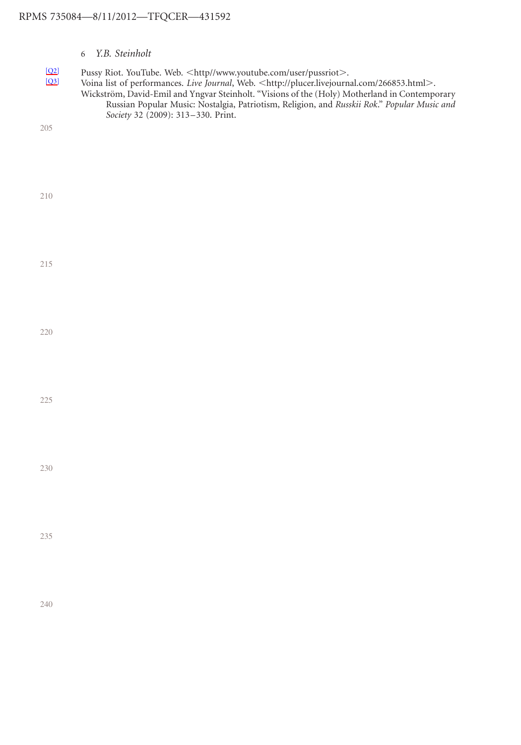Pussy Riot. YouTube. Web. <http//www.youtube.com/user/pussriot>.

Voina list of performances. *Live Journal*, Web. <http://plucer.livejournal.com/266853.html>.

Wickström, David-Emil and Yngvar Steinholt. "Visions of the (Holy) Motherland in Contemporary Russian Popular Music: Nostalgia, Patriotism, Religion, and *Russkii Rok*." *Popular Music and Society* 32 (2009): 313–330. Print.